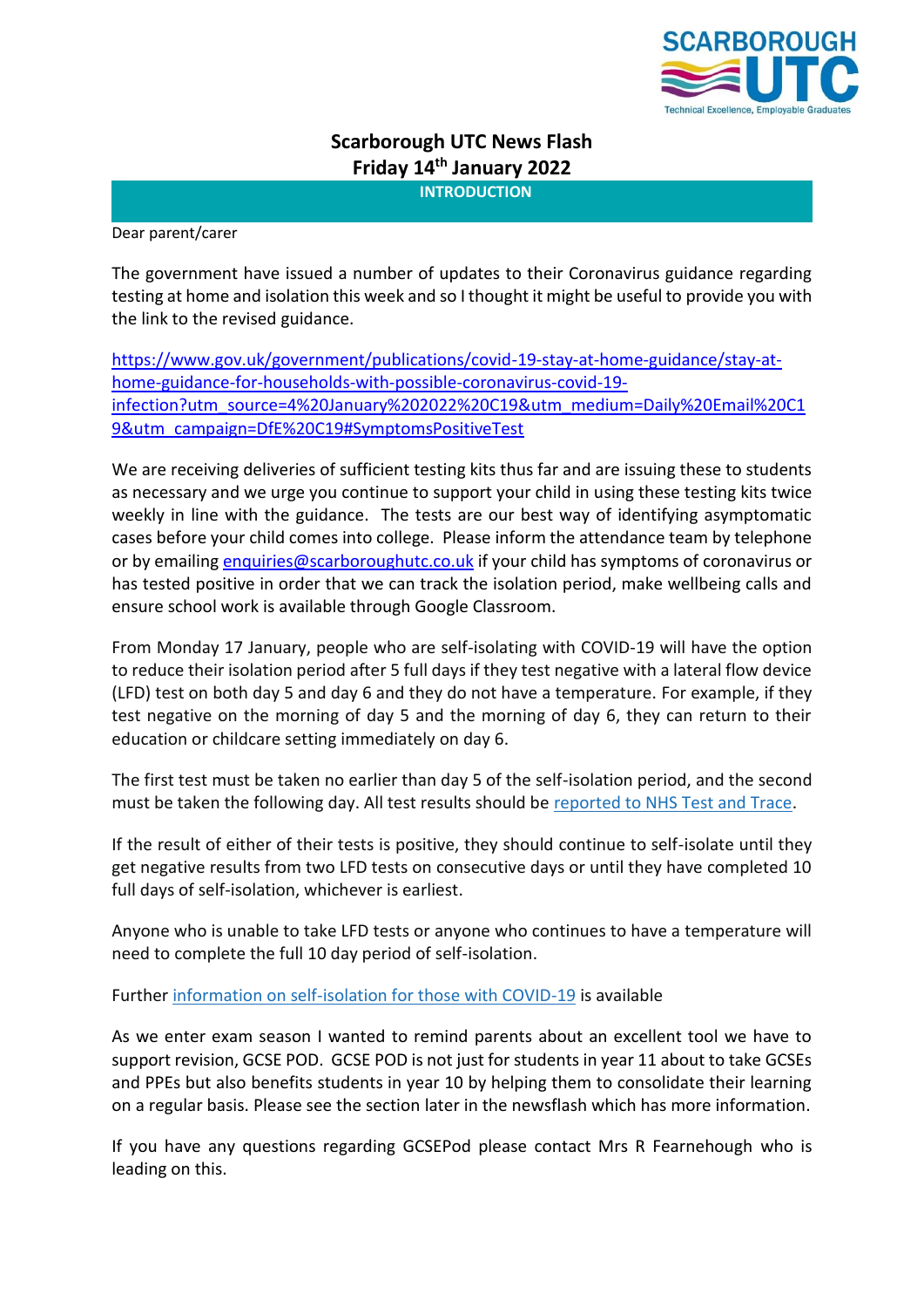# Scarborough UTC News Flash
## Friday 14th January 2022

### INTRODUCTION

Dear parent/carer

The government have issued a number of updates to their Coronavirus guidance regarding testing at home and isolation this week and so I thought it might be useful to provide you with the link to the revised guidance.

https://www.gov.uk/government/publications/covid-19-stay-at-home-guidance/stay-at-home-guidance-for-households-with-possible-coronavirus-covid-19-infection?utm_source=4%20January%202022%20C19&utm_medium=Daily%20Email%20C19&utm_campaign=DfE%20C19#SymptomsPositiveTest

We are receiving deliveries of sufficient testing kits thus far and are issuing these to students as necessary and we urge you continue to support your child in using these testing kits twice weekly in line with the guidance. The tests are our best way of identifying asymptomatic cases before your child comes into college. Please inform the attendance team by telephone or by emailing enquiries@scarboroughutc.co.uk if your child has symptoms of coronavirus or has tested positive in order that we can track the isolation period, make wellbeing calls and ensure school work is available through Google Classroom.

From Monday 17 January, people who are self-isolating with COVID-19 will have the option to reduce their isolation period after 5 full days if they test negative with a lateral flow device (LFD) test on both day 5 and day 6 and they do not have a temperature. For example, if they test negative on the morning of day 5 and the morning of day 6, they can return to their education or childcare setting immediately on day 6.

The first test must be taken no earlier than day 5 of the self-isolation period, and the second must be taken the following day. All test results should be reported to NHS Test and Trace.

If the result of either of their tests is positive, they should continue to self-isolate until they get negative results from two LFD tests on consecutive days or until they have completed 10 full days of self-isolation, whichever is earliest.

Anyone who is unable to take LFD tests or anyone who continues to have a temperature will need to complete the full 10 day period of self-isolation.

Further information on self-isolation for those with COVID-19 is available

As we enter exam season I wanted to remind parents about an excellent tool we have to support revision, GCSE POD. GCSE POD is not just for students in year 11 about to take GCSEs and PPEs but also benefits students in year 10 by helping them to consolidate their learning on a regular basis. Please see the section later in the newsflash which has more information.

If you have any questions regarding GCSEPod please contact Mrs R Fearnehough who is leading on this.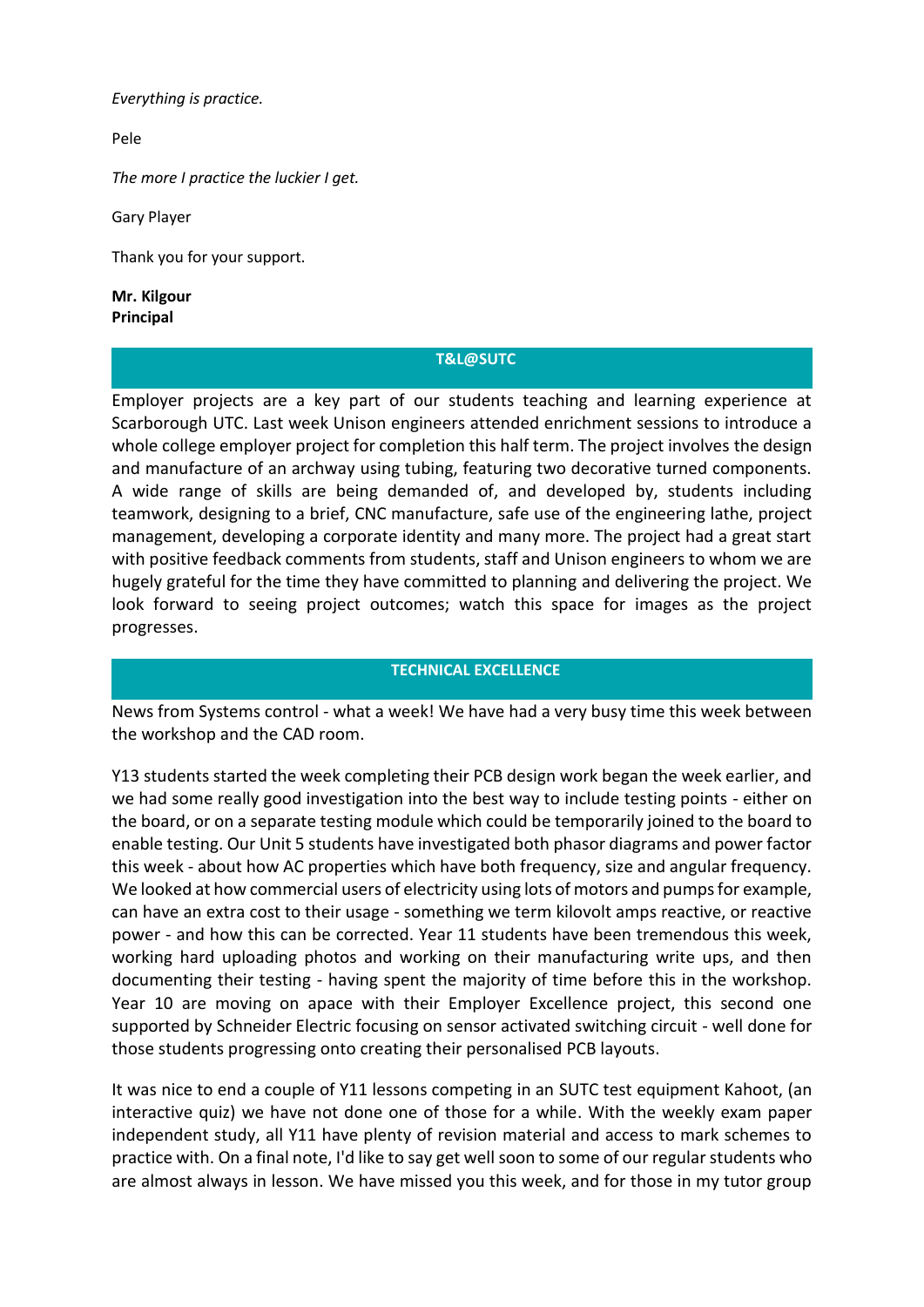*Everything is practice.*

Pele

*The more I practice the luckier I get.*

Gary Player

Thank you for your support.

**Mr. Kilgour**
**Principal**

## T&L@SUTC

Employer projects are a key part of our students teaching and learning experience at Scarborough UTC. Last week Unison engineers attended enrichment sessions to introduce a whole college employer project for completion this half term. The project involves the design and manufacture of an archway using tubing, featuring two decorative turned components. A wide range of skills are being demanded of, and developed by, students including teamwork, designing to a brief, CNC manufacture, safe use of the engineering lathe, project management, developing a corporate identity and many more. The project had a great start with positive feedback comments from students, staff and Unison engineers to whom we are hugely grateful for the time they have committed to planning and delivering the project. We look forward to seeing project outcomes; watch this space for images as the project progresses.

## TECHNICAL EXCELLENCE

News from Systems control - what a week! We have had a very busy time this week between the workshop and the CAD room.

Y13 students started the week completing their PCB design work began the week earlier, and we had some really good investigation into the best way to include testing points - either on the board, or on a separate testing module which could be temporarily joined to the board to enable testing. Our Unit 5 students have investigated both phasor diagrams and power factor this week - about how AC properties which have both frequency, size and angular frequency. We looked at how commercial users of electricity using lots of motors and pumps for example, can have an extra cost to their usage - something we term kilovolt amps reactive, or reactive power - and how this can be corrected. Year 11 students have been tremendous this week, working hard uploading photos and working on their manufacturing write ups, and then documenting their testing - having spent the majority of time before this in the workshop. Year 10 are moving on apace with their Employer Excellence project, this second one supported by Schneider Electric focusing on sensor activated switching circuit - well done for those students progressing onto creating their personalised PCB layouts.

It was nice to end a couple of Y11 lessons competing in an SUTC test equipment Kahoot, (an interactive quiz) we have not done one of those for a while. With the weekly exam paper independent study, all Y11 have plenty of revision material and access to mark schemes to practice with. On a final note, I'd like to say get well soon to some of our regular students who are almost always in lesson. We have missed you this week, and for those in my tutor group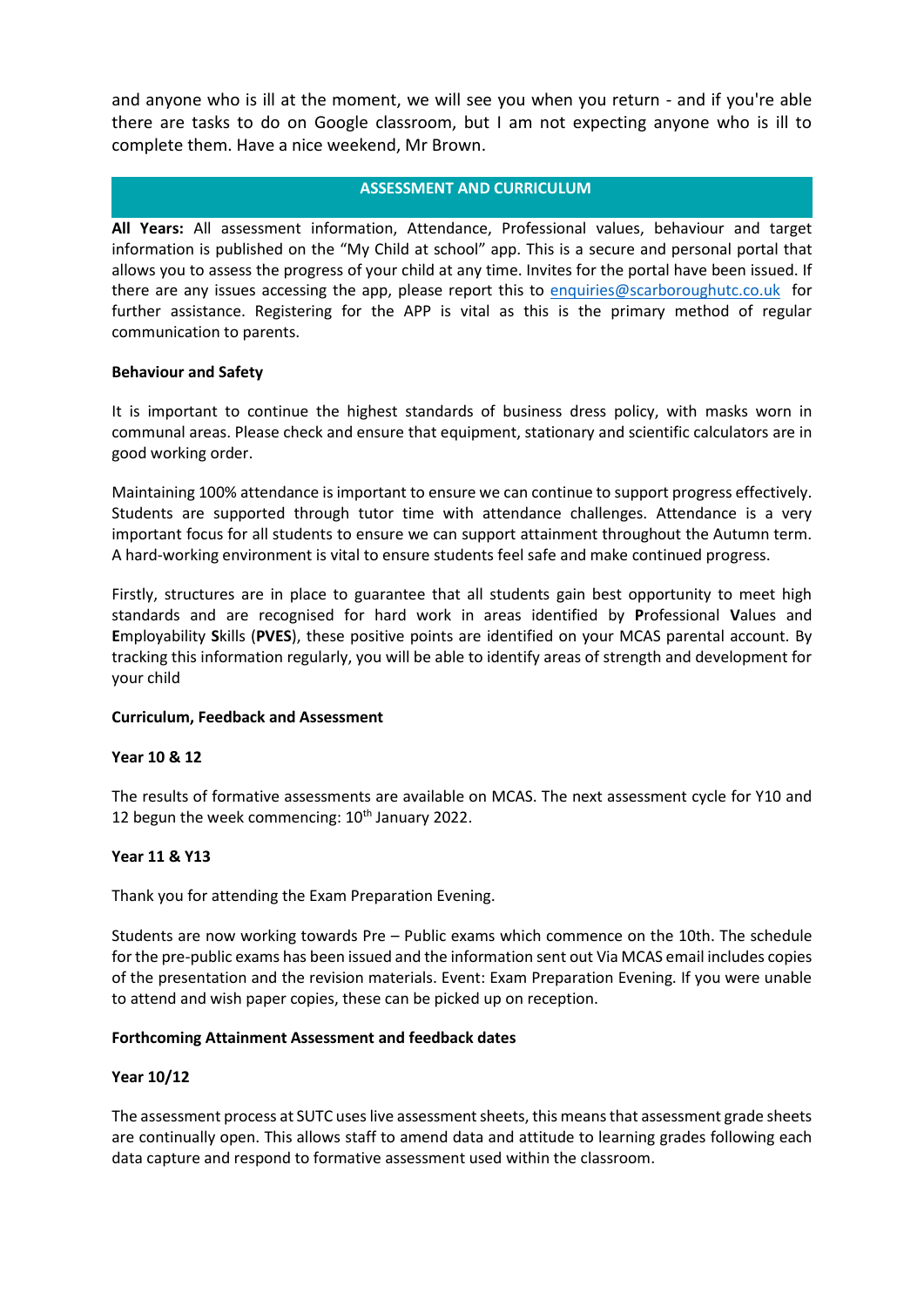and anyone who is ill at the moment, we will see you when you return - and if you're able there are tasks to do on Google classroom, but I am not expecting anyone who is ill to complete them. Have a nice weekend, Mr Brown.

## ASSESSMENT AND CURRICULUM

**All Years:** All assessment information, Attendance, Professional values, behaviour and target information is published on the "My Child at school" app. This is a secure and personal portal that allows you to assess the progress of your child at any time. Invites for the portal have been issued. If there are any issues accessing the app, please report this to enquiries@scarboroughutc.co.uk for further assistance. Registering for the APP is vital as this is the primary method of regular communication to parents.

**Behaviour and Safety**

It is important to continue the highest standards of business dress policy, with masks worn in communal areas. Please check and ensure that equipment, stationary and scientific calculators are in good working order.

Maintaining 100% attendance is important to ensure we can continue to support progress effectively. Students are supported through tutor time with attendance challenges. Attendance is a very important focus for all students to ensure we can support attainment throughout the Autumn term. A hard-working environment is vital to ensure students feel safe and make continued progress.

Firstly, structures are in place to guarantee that all students gain best opportunity to meet high standards and are recognised for hard work in areas identified by **P**rofessional **V**alues and **E**mployability **S**kills (**PVES**), these positive points are identified on your MCAS parental account. By tracking this information regularly, you will be able to identify areas of strength and development for your child

**Curriculum, Feedback and Assessment**

**Year 10 & 12**

The results of formative assessments are available on MCAS. The next assessment cycle for Y10 and 12 begun the week commencing: 10th January 2022.

**Year 11 & Y13**

Thank you for attending the Exam Preparation Evening.

Students are now working towards Pre – Public exams which commence on the 10th. The schedule for the pre-public exams has been issued and the information sent out Via MCAS email includes copies of the presentation and the revision materials. Event: Exam Preparation Evening. If you were unable to attend and wish paper copies, these can be picked up on reception.

**Forthcoming Attainment Assessment and feedback dates**

**Year 10/12**

The assessment process at SUTC uses live assessment sheets, this means that assessment grade sheets are continually open. This allows staff to amend data and attitude to learning grades following each data capture and respond to formative assessment used within the classroom.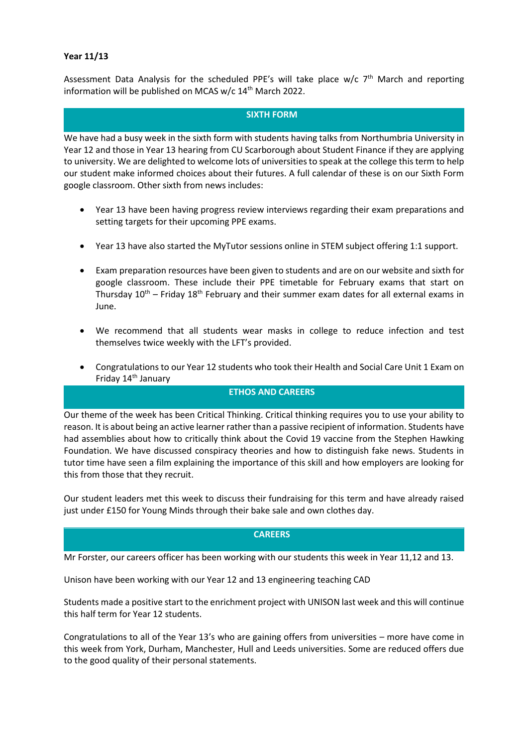**Year 11/13**

Assessment Data Analysis for the scheduled PPE's will take place w/c 7th March and reporting information will be published on MCAS w/c 14th March 2022.

## SIXTH FORM

We have had a busy week in the sixth form with students having talks from Northumbria University in Year 12 and those in Year 13 hearing from CU Scarborough about Student Finance if they are applying to university. We are delighted to welcome lots of universities to speak at the college this term to help our student make informed choices about their futures. A full calendar of these is on our Sixth Form google classroom. Other sixth from news includes:

- Year 13 have been having progress review interviews regarding their exam preparations and setting targets for their upcoming PPE exams.
- Year 13 have also started the MyTutor sessions online in STEM subject offering 1:1 support.
- Exam preparation resources have been given to students and are on our website and sixth for google classroom. These include their PPE timetable for February exams that start on Thursday 10th – Friday 18th February and their summer exam dates for all external exams in June.
- We recommend that all students wear masks in college to reduce infection and test themselves twice weekly with the LFT's provided.
- Congratulations to our Year 12 students who took their Health and Social Care Unit 1 Exam on Friday 14th January

## ETHOS AND CAREERS

Our theme of the week has been Critical Thinking. Critical thinking requires you to use your ability to reason. It is about being an active learner rather than a passive recipient of information. Students have had assemblies about how to critically think about the Covid 19 vaccine from the Stephen Hawking Foundation. We have discussed conspiracy theories and how to distinguish fake news. Students in tutor time have seen a film explaining the importance of this skill and how employers are looking for this from those that they recruit.

Our student leaders met this week to discuss their fundraising for this term and have already raised just under £150 for Young Minds through their bake sale and own clothes day.

## CAREERS

Mr Forster, our careers officer has been working with our students this week in Year 11,12 and 13.

Unison have been working with our Year 12 and 13 engineering teaching CAD

Students made a positive start to the enrichment project with UNISON last week and this will continue this half term for Year 12 students.

Congratulations to all of the Year 13's who are gaining offers from universities – more have come in this week from York, Durham, Manchester, Hull and Leeds universities. Some are reduced offers due to the good quality of their personal statements.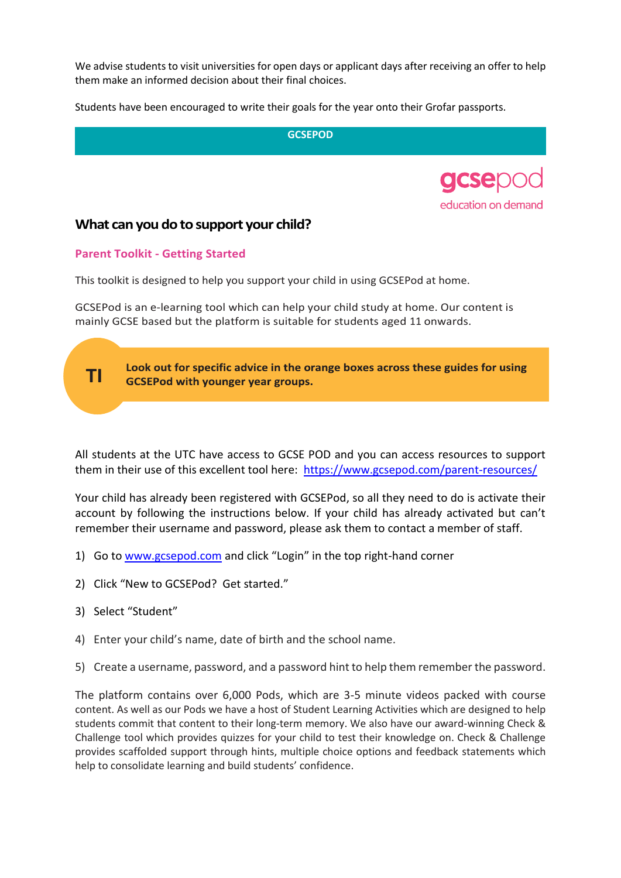We advise students to visit universities for open days or applicant days after receiving an offer to help them make an informed decision about their final choices.

Students have been encouraged to write their goals for the year onto their Grofar passports.

## GCSEPOD

gcsepod
education on demand

### What can you do to support your child?

**Parent Toolkit - Getting Started**

This toolkit is designed to help you support your child in using GCSEPod at home.

GCSEPod is an e-learning tool which can help your child study at home. Our content is mainly GCSE based but the platform is suitable for students aged 11 onwards.

> **TI** **Look out for specific advice in the orange boxes across these guides for using GCSEPod with younger year groups.**

All students at the UTC have access to GCSE POD and you can access resources to support them in their use of this excellent tool here: https://www.gcsepod.com/parent-resources/

Your child has already been registered with GCSEPod, so all they need to do is activate their account by following the instructions below. If your child has already activated but can't remember their username and password, please ask them to contact a member of staff.

1) Go to www.gcsepod.com and click "Login" in the top right-hand corner
2) Click "New to GCSEPod? Get started."
3) Select "Student"
4) Enter your child's name, date of birth and the school name.
5) Create a username, password, and a password hint to help them remember the password.

The platform contains over 6,000 Pods, which are 3-5 minute videos packed with course content. As well as our Pods we have a host of Student Learning Activities which are designed to help students commit that content to their long-term memory. We also have our award-winning Check & Challenge tool which provides quizzes for your child to test their knowledge on. Check & Challenge provides scaffolded support through hints, multiple choice options and feedback statements which help to consolidate learning and build students' confidence.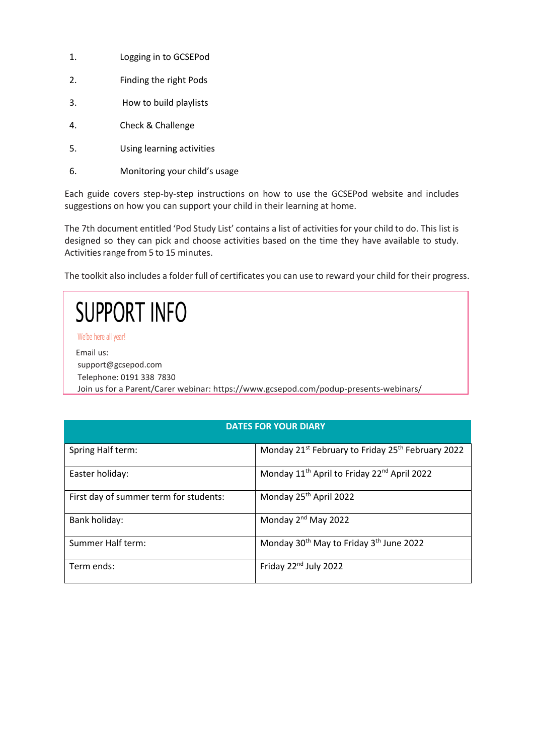1. Logging in to GCSEPod
2. Finding the right Pods
3. How to build playlists
4. Check & Challenge
5. Using learning activities
6. Monitoring your child's usage

Each guide covers step-by-step instructions on how to use the GCSEPod website and includes suggestions on how you can support your child in their learning at home.

The 7th document entitled 'Pod Study List' contains a list of activities for your child to do. This list is designed so they can pick and choose activities based on the time they have available to study. Activities range from 5 to 15 minutes.

The toolkit also includes a folder full of certificates you can use to reward your child for their progress.

# SUPPORT INFO

We're here all year!

Email us:
support@gcsepod.com
Telephone: 0191 338 7830
Join us for a Parent/Carer webinar: https://www.gcsepod.com/podup-presents-webinars/

| DATES FOR YOUR DIARY | |
|---|---|
| Spring Half term: | Monday 21st February to Friday 25th February 2022 |
| Easter holiday: | Monday 11th April to Friday 22nd April 2022 |
| First day of summer term for students: | Monday 25th April 2022 |
| Bank holiday: | Monday 2nd May 2022 |
| Summer Half term: | Monday 30th May to Friday 3th June 2022 |
| Term ends: | Friday 22nd July 2022 |